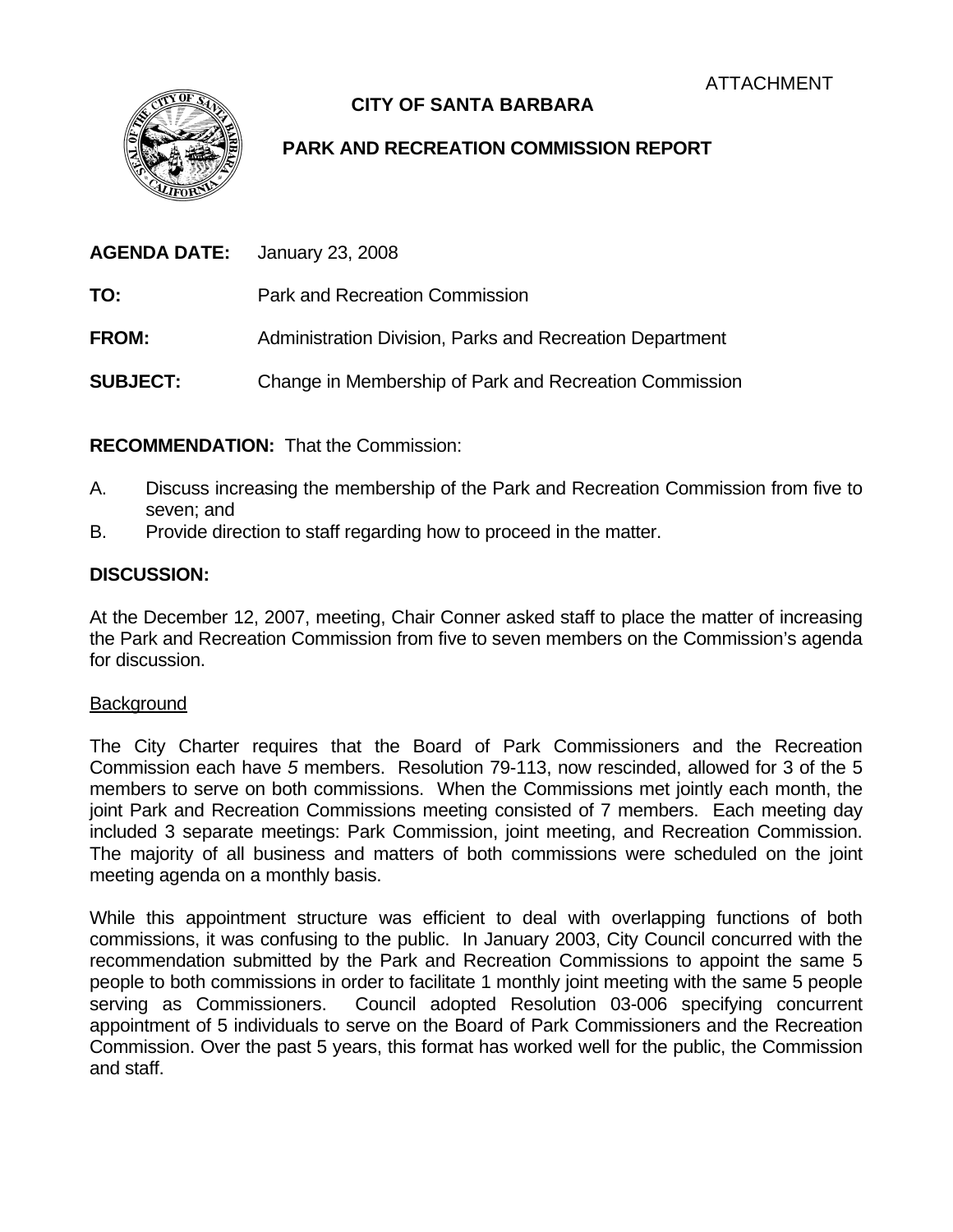ATTACHMENT

# CITY OF SANTA BARBARA

## PARK AND RECREATION COMMISSION REPORT

**AGENDA DATE:** January 23, 2008

**TO:** Park and Recreation Commission

**FROM:** Administration Division, Parks and Recreation Department

**SUBJECT:** Change in Membership of Park and Recreation Commission

**RECOMMENDATION:** That the Commission:

A. Discuss increasing the membership of the Park and Recreation Commission from five to seven; and
B. Provide direction to staff regarding how to proceed in the matter.

**DISCUSSION:**

At the December 12, 2007, meeting, Chair Conner asked staff to place the matter of increasing the Park and Recreation Commission from five to seven members on the Commission's agenda for discussion.

Background

The City Charter requires that the Board of Park Commissioners and the Recreation Commission each have *5* members. Resolution 79-113, now rescinded, allowed for 3 of the 5 members to serve on both commissions. When the Commissions met jointly each month, the joint Park and Recreation Commissions meeting consisted of 7 members. Each meeting day included 3 separate meetings: Park Commission, joint meeting, and Recreation Commission. The majority of all business and matters of both commissions were scheduled on the joint meeting agenda on a monthly basis.

While this appointment structure was efficient to deal with overlapping functions of both commissions, it was confusing to the public. In January 2003, City Council concurred with the recommendation submitted by the Park and Recreation Commissions to appoint the same 5 people to both commissions in order to facilitate 1 monthly joint meeting with the same 5 people serving as Commissioners. Council adopted Resolution 03-006 specifying concurrent appointment of 5 individuals to serve on the Board of Park Commissioners and the Recreation Commission. Over the past 5 years, this format has worked well for the public, the Commission and staff.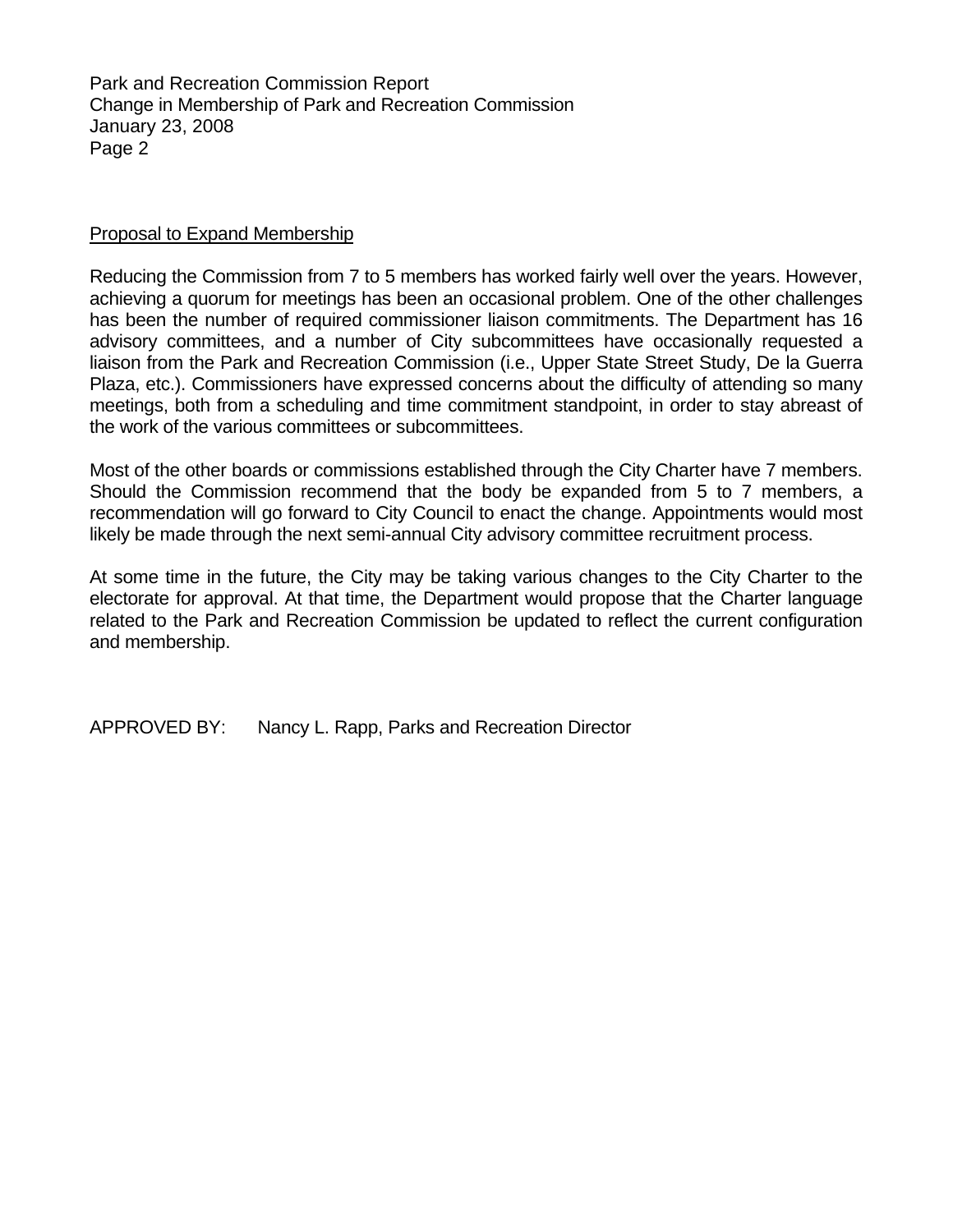Proposal to Expand Membership

Reducing the Commission from 7 to 5 members has worked fairly well over the years. However, achieving a quorum for meetings has been an occasional problem. One of the other challenges has been the number of required commissioner liaison commitments. The Department has 16 advisory committees, and a number of City subcommittees have occasionally requested a liaison from the Park and Recreation Commission (i.e., Upper State Street Study, De la Guerra Plaza, etc.). Commissioners have expressed concerns about the difficulty of attending so many meetings, both from a scheduling and time commitment standpoint, in order to stay abreast of the work of the various committees or subcommittees.

Most of the other boards or commissions established through the City Charter have 7 members. Should the Commission recommend that the body be expanded from 5 to 7 members, a recommendation will go forward to City Council to enact the change. Appointments would most likely be made through the next semi-annual City advisory committee recruitment process.

At some time in the future, the City may be taking various changes to the City Charter to the electorate for approval. At that time, the Department would propose that the Charter language related to the Park and Recreation Commission be updated to reflect the current configuration and membership.

APPROVED BY: Nancy L. Rapp, Parks and Recreation Director